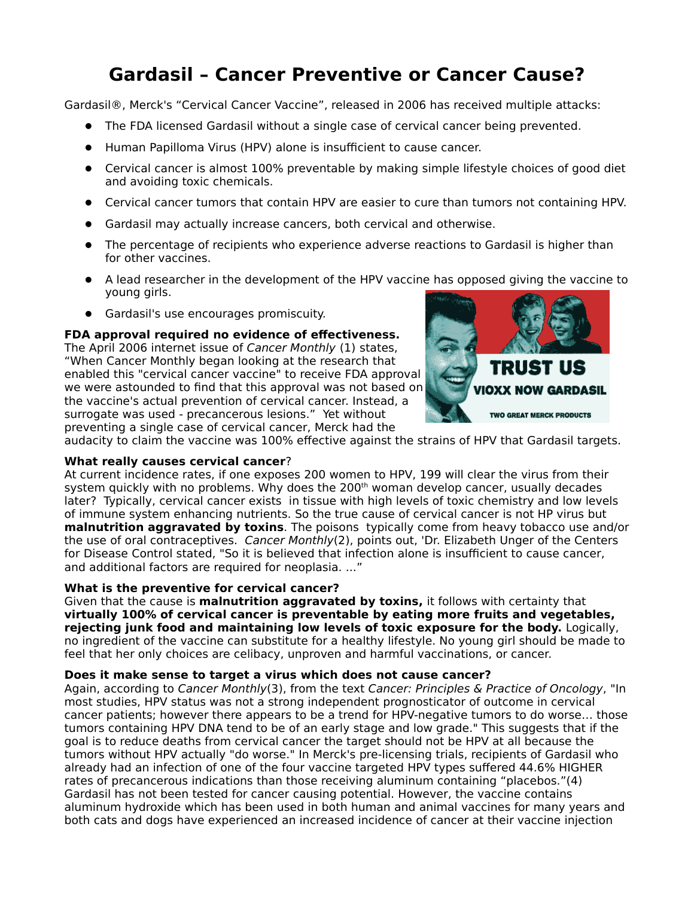# Gardasil – Cancer Preventive or Cancer Cause?

Gardasil®, Merck's "Cervical Cancer Vaccine", released in 2006 has received multiple attacks:

- The FDA licensed Gardasil without a single case of cervical cancer being prevented.
- Human Papilloma Virus (HPV) alone is insufficient to cause cancer.
- Cervical cancer is almost 100% preventable by making simple lifestyle choices of good diet and avoiding toxic chemicals.
- Cervical cancer tumors that contain HPV are easier to cure than tumors not containing HPV.
- Gardasil may actually increase cancers, both cervical and otherwise.
- The percentage of recipients who experience adverse reactions to Gardasil is higher than for other vaccines.
- A lead researcher in the development of the HPV vaccine has opposed giving the vaccine to young girls.
- Gardasil's use encourages promiscuity.

TRUST US

VIOXX NOW GARDASIL

TWO GREAT MERCK PRODUCTS

**FDA approval required no evidence of effectiveness.**
The April 2006 internet issue of *Cancer Monthly* (1) states, "When Cancer Monthly began looking at the research that enabled this "cervical cancer vaccine" to receive FDA approval we were astounded to find that this approval was not based on the vaccine's actual prevention of cervical cancer. Instead, a surrogate was used - precancerous lesions." Yet without preventing a single case of cervical cancer, Merck had the audacity to claim the vaccine was 100% effective against the strains of HPV that Gardasil targets.

**What really causes cervical cancer**?
At current incidence rates, if one exposes 200 women to HPV, 199 will clear the virus from their system quickly with no problems. Why does the 200th woman develop cancer, usually decades later? Typically, cervical cancer exists in tissue with high levels of toxic chemistry and low levels of immune system enhancing nutrients. So the true cause of cervical cancer is not HP virus but **malnutrition aggravated by toxins**. The poisons typically come from heavy tobacco use and/or the use of oral contraceptives. *Cancer Monthly*(2), points out, 'Dr. Elizabeth Unger of the Centers for Disease Control stated, "So it is believed that infection alone is insufficient to cause cancer, and additional factors are required for neoplasia. ..."

**What is the preventive for cervical cancer?**
Given that the cause is **malnutrition aggravated by toxins,** it follows with certainty that **virtually 100% of cervical cancer is preventable by eating more fruits and vegetables, rejecting junk food and maintaining low levels of toxic exposure for the body.** Logically, no ingredient of the vaccine can substitute for a healthy lifestyle. No young girl should be made to feel that her only choices are celibacy, unproven and harmful vaccinations, or cancer.

**Does it make sense to target a virus which does not cause cancer?**
Again, according to *Cancer Monthly*(3), from the text *Cancer: Principles & Practice of Oncology*, "In most studies, HPV status was not a strong independent prognosticator of outcome in cervical cancer patients; however there appears to be a trend for HPV-negative tumors to do worse... those tumors containing HPV DNA tend to be of an early stage and low grade." This suggests that if the goal is to reduce deaths from cervical cancer the target should not be HPV at all because the tumors without HPV actually "do worse." In Merck's pre-licensing trials, recipients of Gardasil who already had an infection of one of the four vaccine targeted HPV types suffered 44.6% HIGHER rates of precancerous indications than those receiving aluminum containing "placebos."(4) Gardasil has not been tested for cancer causing potential. However, the vaccine contains aluminum hydroxide which has been used in both human and animal vaccines for many years and both cats and dogs have experienced an increased incidence of cancer at their vaccine injection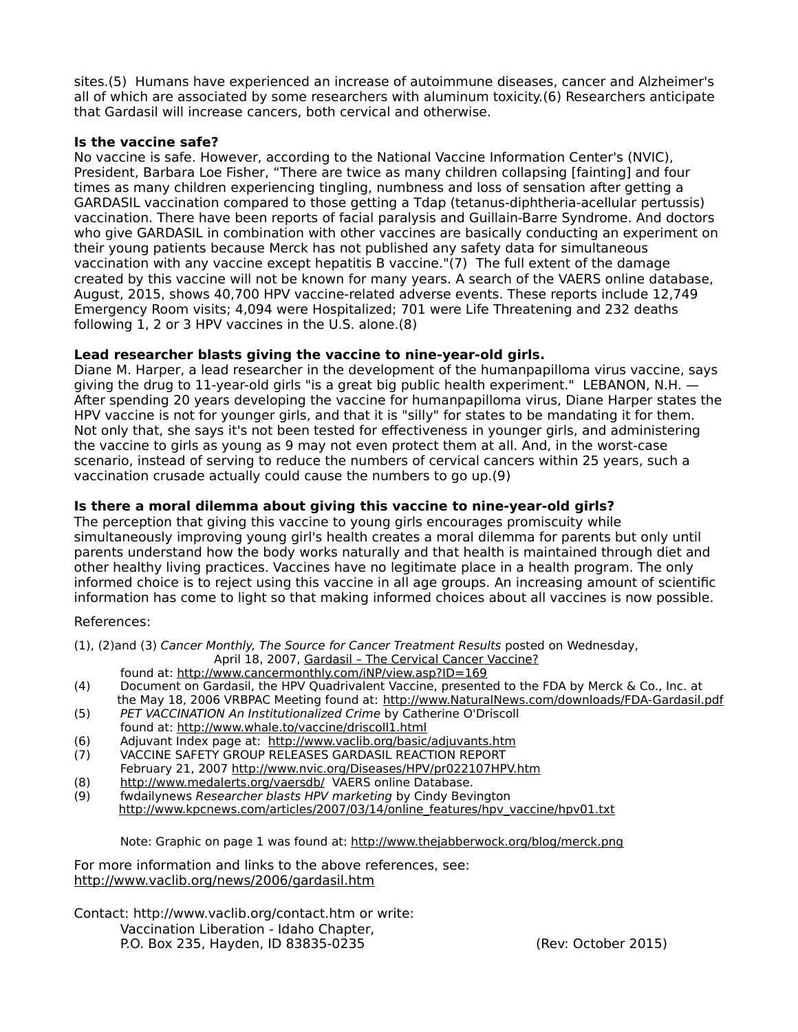sites.(5) Humans have experienced an increase of autoimmune diseases, cancer and Alzheimer's all of which are associated by some researchers with aluminum toxicity.(6) Researchers anticipate that Gardasil will increase cancers, both cervical and otherwise.

**Is the vaccine safe?**

No vaccine is safe. However, according to the National Vaccine Information Center's (NVIC), President, Barbara Loe Fisher, "There are twice as many children collapsing [fainting] and four times as many children experiencing tingling, numbness and loss of sensation after getting a GARDASIL vaccination compared to those getting a Tdap (tetanus-diphtheria-acellular pertussis) vaccination. There have been reports of facial paralysis and Guillain-Barre Syndrome. And doctors who give GARDASIL in combination with other vaccines are basically conducting an experiment on their young patients because Merck has not published any safety data for simultaneous vaccination with any vaccine except hepatitis B vaccine."(7) The full extent of the damage created by this vaccine will not be known for many years. A search of the VAERS online database, August, 2015, shows 40,700 HPV vaccine-related adverse events. These reports include 12,749 Emergency Room visits; 4,094 were Hospitalized; 701 were Life Threatening and 232 deaths following 1, 2 or 3 HPV vaccines in the U.S. alone.(8)

**Lead researcher blasts giving the vaccine to nine-year-old girls.**

Diane M. Harper, a lead researcher in the development of the humanpapilloma virus vaccine, says giving the drug to 11-year-old girls "is a great big public health experiment." LEBANON, N.H. — After spending 20 years developing the vaccine for humanpapilloma virus, Diane Harper states the HPV vaccine is not for younger girls, and that it is "silly" for states to be mandating it for them. Not only that, she says it's not been tested for effectiveness in younger girls, and administering the vaccine to girls as young as 9 may not even protect them at all. And, in the worst-case scenario, instead of serving to reduce the numbers of cervical cancers within 25 years, such a vaccination crusade actually could cause the numbers to go up.(9)

**Is there a moral dilemma about giving this vaccine to nine-year-old girls?**

The perception that giving this vaccine to young girls encourages promiscuity while simultaneously improving young girl's health creates a moral dilemma for parents but only until parents understand how the body works naturally and that health is maintained through diet and other healthy living practices. Vaccines have no legitimate place in a health program. The only informed choice is to reject using this vaccine in all age groups. An increasing amount of scientific information has come to light so that making informed choices about all vaccines is now possible.

References:

(1), (2)and (3) *Cancer Monthly, The Source for Cancer Treatment Results* posted on Wednesday, April 18, 2007, Gardasil – The Cervical Cancer Vaccine? found at: http://www.cancermonthly.com/iNP/view.asp?ID=169

(4) Document on Gardasil, the HPV Quadrivalent Vaccine, presented to the FDA by Merck & Co., Inc. at the May 18, 2006 VRBPAC Meeting found at: http://www.NaturalNews.com/downloads/FDA-Gardasil.pdf

(5) *PET VACCINATION An Institutionalized Crime* by Catherine O'Driscoll found at: http://www.whale.to/vaccine/driscoll1.html

(6) Adjuvant Index page at: http://www.vaclib.org/basic/adjuvants.htm

(7) VACCINE SAFETY GROUP RELEASES GARDASIL REACTION REPORT February 21, 2007 http://www.nvic.org/Diseases/HPV/pr022107HPV.htm

(8) http://www.medalerts.org/vaersdb/ VAERS online Database.

(9) fwdailynews *Researcher blasts HPV marketing* by Cindy Bevington http://www.kpcnews.com/articles/2007/03/14/online_features/hpv_vaccine/hpv01.txt

Note: Graphic on page 1 was found at: http://www.thejabberwock.org/blog/merck.png

For more information and links to the above references, see:
http://www.vaclib.org/news/2006/gardasil.htm

Contact: http://www.vaclib.org/contact.htm or write:
Vaccination Liberation - Idaho Chapter,
P.O. Box 235, Hayden, ID 83835-0235

(Rev: October 2015)